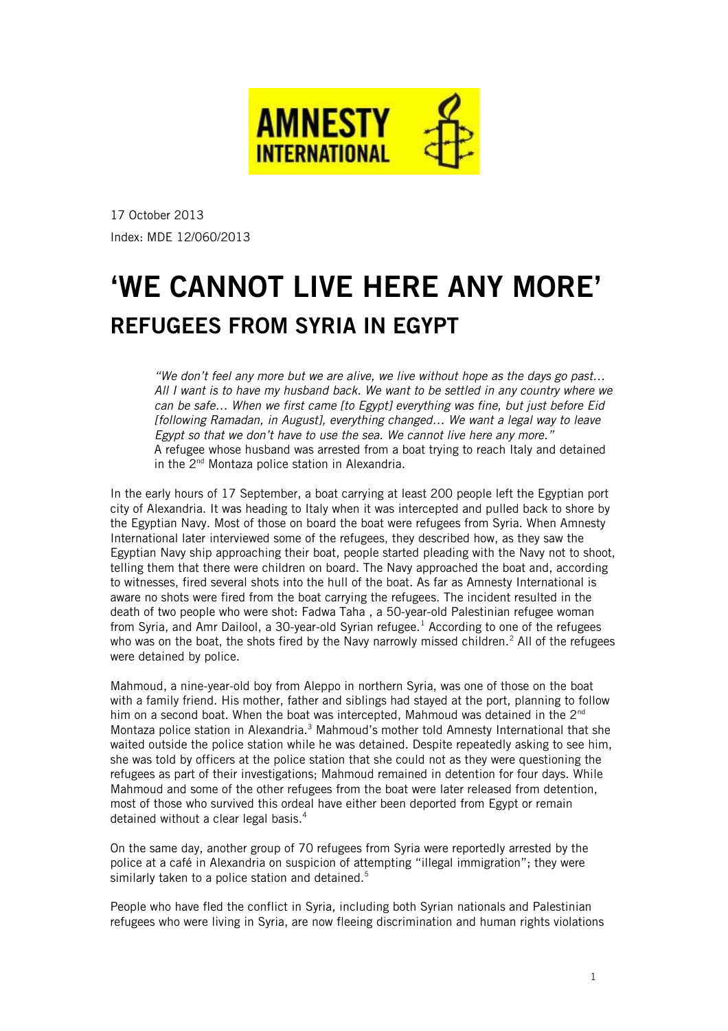AMNESTY INTERNATIONAL

17 October 2013

Index: MDE 12/060/2013

# 'WE CANNOT LIVE HERE ANY MORE'

## REFUGEES FROM SYRIA IN EGYPT

> *"We don't feel any more but we are alive, we live without hope as the days go past… All I want is to have my husband back. We want to be settled in any country where we can be safe… When we first came [to Egypt] everything was fine, but just before Eid [following Ramadan, in August], everything changed… We want a legal way to leave Egypt so that we don't have to use the sea. We cannot live here any more."*
>
> A refugee whose husband was arrested from a boat trying to reach Italy and detained in the 2nd Montaza police station in Alexandria.

In the early hours of 17 September, a boat carrying at least 200 people left the Egyptian port city of Alexandria. It was heading to Italy when it was intercepted and pulled back to shore by the Egyptian Navy. Most of those on board the boat were refugees from Syria. When Amnesty International later interviewed some of the refugees, they described how, as they saw the Egyptian Navy ship approaching their boat, people started pleading with the Navy not to shoot, telling them that there were children on board. The Navy approached the boat and, according to witnesses, fired several shots into the hull of the boat. As far as Amnesty International is aware no shots were fired from the boat carrying the refugees. The incident resulted in the death of two people who were shot: Fadwa Taha , a 50-year-old Palestinian refugee woman from Syria, and Amr Dailool, a 30-year-old Syrian refugee.[1] According to one of the refugees who was on the boat, the shots fired by the Navy narrowly missed children.[2] All of the refugees were detained by police.

Mahmoud, a nine-year-old boy from Aleppo in northern Syria, was one of those on the boat with a family friend. His mother, father and siblings had stayed at the port, planning to follow him on a second boat. When the boat was intercepted, Mahmoud was detained in the 2nd Montaza police station in Alexandria.[3] Mahmoud's mother told Amnesty International that she waited outside the police station while he was detained. Despite repeatedly asking to see him, she was told by officers at the police station that she could not as they were questioning the refugees as part of their investigations; Mahmoud remained in detention for four days. While Mahmoud and some of the other refugees from the boat were later released from detention, most of those who survived this ordeal have either been deported from Egypt or remain detained without a clear legal basis.[4]

On the same day, another group of 70 refugees from Syria were reportedly arrested by the police at a café in Alexandria on suspicion of attempting "illegal immigration"; they were similarly taken to a police station and detained.[5]

People who have fled the conflict in Syria, including both Syrian nationals and Palestinian refugees who were living in Syria, are now fleeing discrimination and human rights violations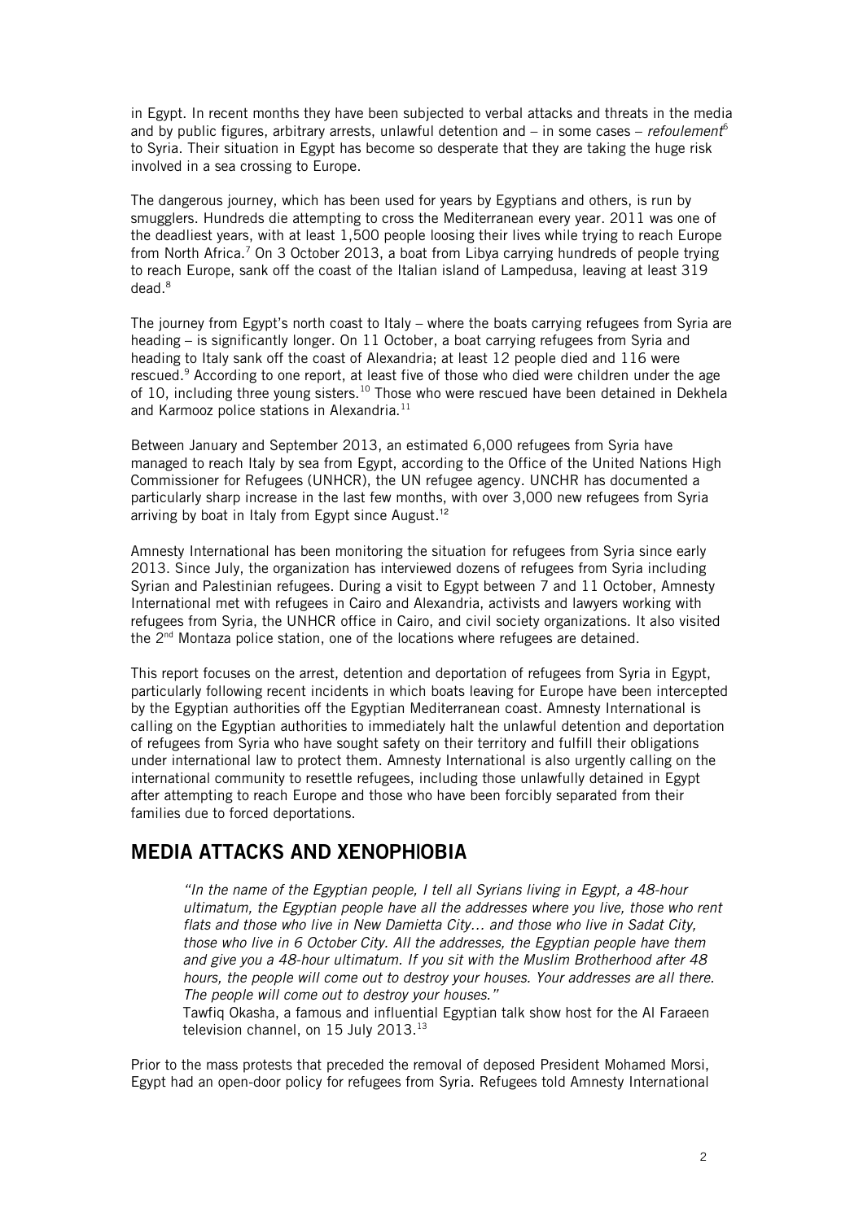in Egypt. In recent months they have been subjected to verbal attacks and threats in the media and by public figures, arbitrary arrests, unlawful detention and – in some cases – *refoulement*[6] to Syria. Their situation in Egypt has become so desperate that they are taking the huge risk involved in a sea crossing to Europe.

The dangerous journey, which has been used for years by Egyptians and others, is run by smugglers. Hundreds die attempting to cross the Mediterranean every year. 2011 was one of the deadliest years, with at least 1,500 people loosing their lives while trying to reach Europe from North Africa.[7] On 3 October 2013, a boat from Libya carrying hundreds of people trying to reach Europe, sank off the coast of the Italian island of Lampedusa, leaving at least 319 dead.[8]

The journey from Egypt's north coast to Italy – where the boats carrying refugees from Syria are heading – is significantly longer. On 11 October, a boat carrying refugees from Syria and heading to Italy sank off the coast of Alexandria; at least 12 people died and 116 were rescued.[9] According to one report, at least five of those who died were children under the age of 10, including three young sisters.[10] Those who were rescued have been detained in Dekhela and Karmooz police stations in Alexandria.[11]

Between January and September 2013, an estimated 6,000 refugees from Syria have managed to reach Italy by sea from Egypt, according to the Office of the United Nations High Commissioner for Refugees (UNHCR), the UN refugee agency. UNCHR has documented a particularly sharp increase in the last few months, with over 3,000 new refugees from Syria arriving by boat in Italy from Egypt since August.[12]

Amnesty International has been monitoring the situation for refugees from Syria since early 2013. Since July, the organization has interviewed dozens of refugees from Syria including Syrian and Palestinian refugees. During a visit to Egypt between 7 and 11 October, Amnesty International met with refugees in Cairo and Alexandria, activists and lawyers working with refugees from Syria, the UNHCR office in Cairo, and civil society organizations. It also visited the 2nd Montaza police station, one of the locations where refugees are detained.

This report focuses on the arrest, detention and deportation of refugees from Syria in Egypt, particularly following recent incidents in which boats leaving for Europe have been intercepted by the Egyptian authorities off the Egyptian Mediterranean coast. Amnesty International is calling on the Egyptian authorities to immediately halt the unlawful detention and deportation of refugees from Syria who have sought safety on their territory and fulfill their obligations under international law to protect them. Amnesty International is also urgently calling on the international community to resettle refugees, including those unlawfully detained in Egypt after attempting to reach Europe and those who have been forcibly separated from their families due to forced deportations.

## MEDIA ATTACKS AND XENOPHOBIA

> *"In the name of the Egyptian people, I tell all Syrians living in Egypt, a 48-hour ultimatum, the Egyptian people have all the addresses where you live, those who rent flats and those who live in New Damietta City… and those who live in Sadat City, those who live in 6 October City. All the addresses, the Egyptian people have them and give you a 48-hour ultimatum. If you sit with the Muslim Brotherhood after 48 hours, the people will come out to destroy your houses. Your addresses are all there. The people will come out to destroy your houses."*
>
> Tawfiq Okasha, a famous and influential Egyptian talk show host for the Al Faraeen television channel, on 15 July 2013.[13]

Prior to the mass protests that preceded the removal of deposed President Mohamed Morsi, Egypt had an open-door policy for refugees from Syria. Refugees told Amnesty International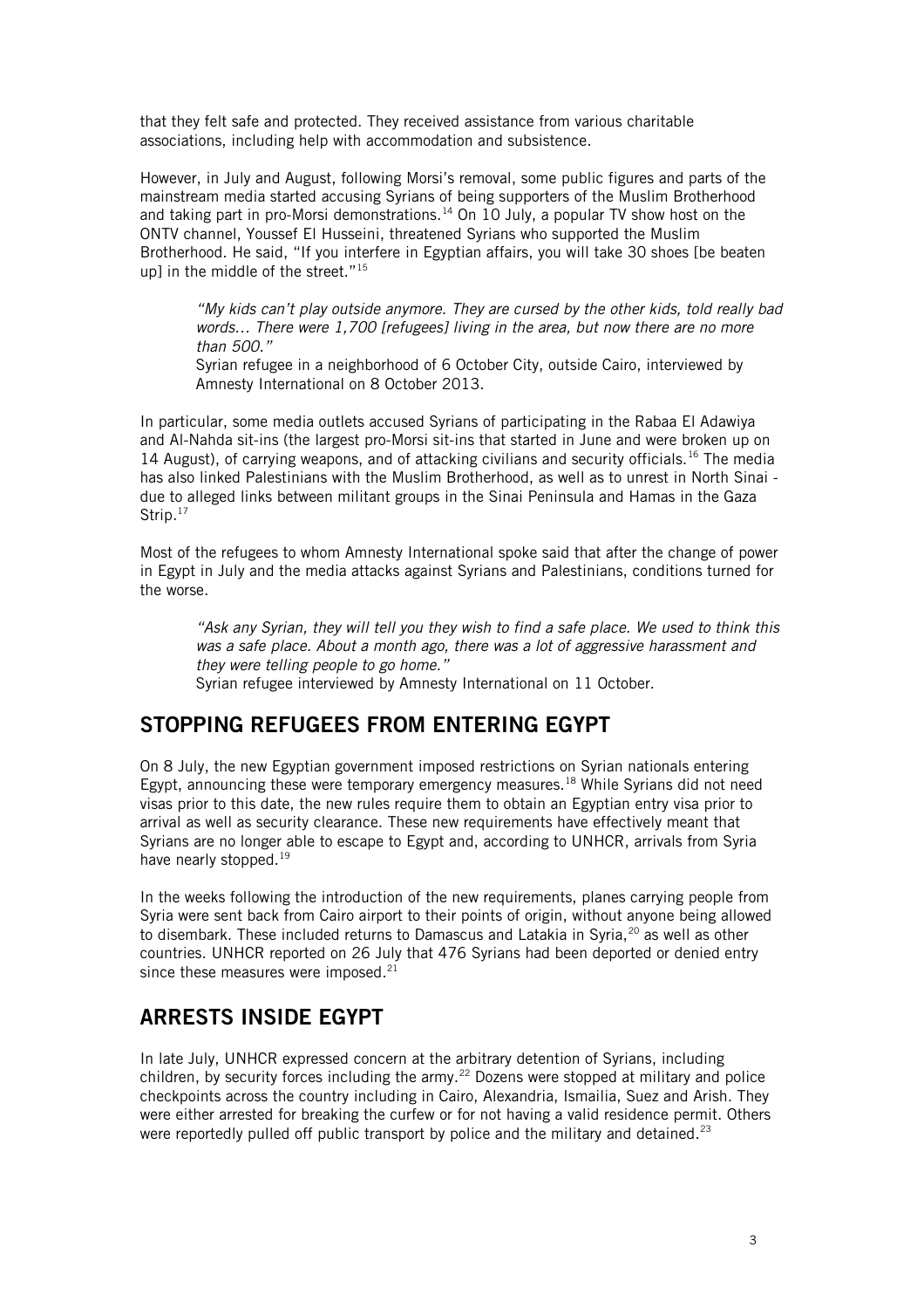that they felt safe and protected. They received assistance from various charitable associations, including help with accommodation and subsistence.

However, in July and August, following Morsi's removal, some public figures and parts of the mainstream media started accusing Syrians of being supporters of the Muslim Brotherhood and taking part in pro-Morsi demonstrations.[14] On 10 July, a popular TV show host on the ONTV channel, Youssef El Husseini, threatened Syrians who supported the Muslim Brotherhood. He said, "If you interfere in Egyptian affairs, you will take 30 shoes [be beaten up] in the middle of the street."[15]

> *"My kids can't play outside anymore. They are cursed by the other kids, told really bad words… There were 1,700 [refugees] living in the area, but now there are no more than 500."*
>
> Syrian refugee in a neighborhood of 6 October City, outside Cairo, interviewed by Amnesty International on 8 October 2013.

In particular, some media outlets accused Syrians of participating in the Rabaa El Adawiya and Al-Nahda sit-ins (the largest pro-Morsi sit-ins that started in June and were broken up on 14 August), of carrying weapons, and of attacking civilians and security officials.[16] The media has also linked Palestinians with the Muslim Brotherhood, as well as to unrest in North Sinai - due to alleged links between militant groups in the Sinai Peninsula and Hamas in the Gaza Strip.[17]

Most of the refugees to whom Amnesty International spoke said that after the change of power in Egypt in July and the media attacks against Syrians and Palestinians, conditions turned for the worse.

> *"Ask any Syrian, they will tell you they wish to find a safe place. We used to think this was a safe place. About a month ago, there was a lot of aggressive harassment and they were telling people to go home."*
>
> Syrian refugee interviewed by Amnesty International on 11 October.

## STOPPING REFUGEES FROM ENTERING EGYPT

On 8 July, the new Egyptian government imposed restrictions on Syrian nationals entering Egypt, announcing these were temporary emergency measures.[18] While Syrians did not need visas prior to this date, the new rules require them to obtain an Egyptian entry visa prior to arrival as well as security clearance. These new requirements have effectively meant that Syrians are no longer able to escape to Egypt and, according to UNHCR, arrivals from Syria have nearly stopped.[19]

In the weeks following the introduction of the new requirements, planes carrying people from Syria were sent back from Cairo airport to their points of origin, without anyone being allowed to disembark. These included returns to Damascus and Latakia in Syria,[20] as well as other countries. UNHCR reported on 26 July that 476 Syrians had been deported or denied entry since these measures were imposed.[21]

## ARRESTS INSIDE EGYPT

In late July, UNHCR expressed concern at the arbitrary detention of Syrians, including children, by security forces including the army.[22] Dozens were stopped at military and police checkpoints across the country including in Cairo, Alexandria, Ismailia, Suez and Arish. They were either arrested for breaking the curfew or for not having a valid residence permit. Others were reportedly pulled off public transport by police and the military and detained.[23]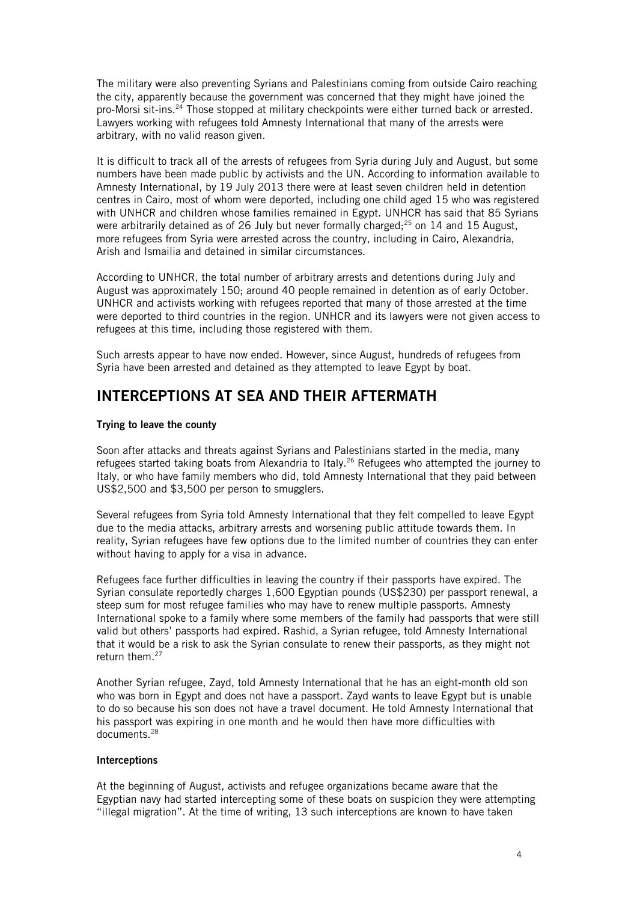The military were also preventing Syrians and Palestinians coming from outside Cairo reaching the city, apparently because the government was concerned that they might have joined the pro-Morsi sit-ins.[24] Those stopped at military checkpoints were either turned back or arrested. Lawyers working with refugees told Amnesty International that many of the arrests were arbitrary, with no valid reason given.

It is difficult to track all of the arrests of refugees from Syria during July and August, but some numbers have been made public by activists and the UN. According to information available to Amnesty International, by 19 July 2013 there were at least seven children held in detention centres in Cairo, most of whom were deported, including one child aged 15 who was registered with UNHCR and children whose families remained in Egypt. UNHCR has said that 85 Syrians were arbitrarily detained as of 26 July but never formally charged;[25] on 14 and 15 August, more refugees from Syria were arrested across the country, including in Cairo, Alexandria, Arish and Ismailia and detained in similar circumstances.

According to UNHCR, the total number of arbitrary arrests and detentions during July and August was approximately 150; around 40 people remained in detention as of early October. UNHCR and activists working with refugees reported that many of those arrested at the time were deported to third countries in the region. UNHCR and its lawyers were not given access to refugees at this time, including those registered with them.

Such arrests appear to have now ended. However, since August, hundreds of refugees from Syria have been arrested and detained as they attempted to leave Egypt by boat.

## INTERCEPTIONS AT SEA AND THEIR AFTERMATH

**Trying to leave the county**

Soon after attacks and threats against Syrians and Palestinians started in the media, many refugees started taking boats from Alexandria to Italy.[26] Refugees who attempted the journey to Italy, or who have family members who did, told Amnesty International that they paid between US$2,500 and $3,500 per person to smugglers.

Several refugees from Syria told Amnesty International that they felt compelled to leave Egypt due to the media attacks, arbitrary arrests and worsening public attitude towards them. In reality, Syrian refugees have few options due to the limited number of countries they can enter without having to apply for a visa in advance.

Refugees face further difficulties in leaving the country if their passports have expired. The Syrian consulate reportedly charges 1,600 Egyptian pounds (US$230) per passport renewal, a steep sum for most refugee families who may have to renew multiple passports. Amnesty International spoke to a family where some members of the family had passports that were still valid but others' passports had expired. Rashid, a Syrian refugee, told Amnesty International that it would be a risk to ask the Syrian consulate to renew their passports, as they might not return them.[27]

Another Syrian refugee, Zayd, told Amnesty International that he has an eight-month old son who was born in Egypt and does not have a passport. Zayd wants to leave Egypt but is unable to do so because his son does not have a travel document. He told Amnesty International that his passport was expiring in one month and he would then have more difficulties with documents.[28]

**Interceptions**

At the beginning of August, activists and refugee organizations became aware that the Egyptian navy had started intercepting some of these boats on suspicion they were attempting "illegal migration". At the time of writing, 13 such interceptions are known to have taken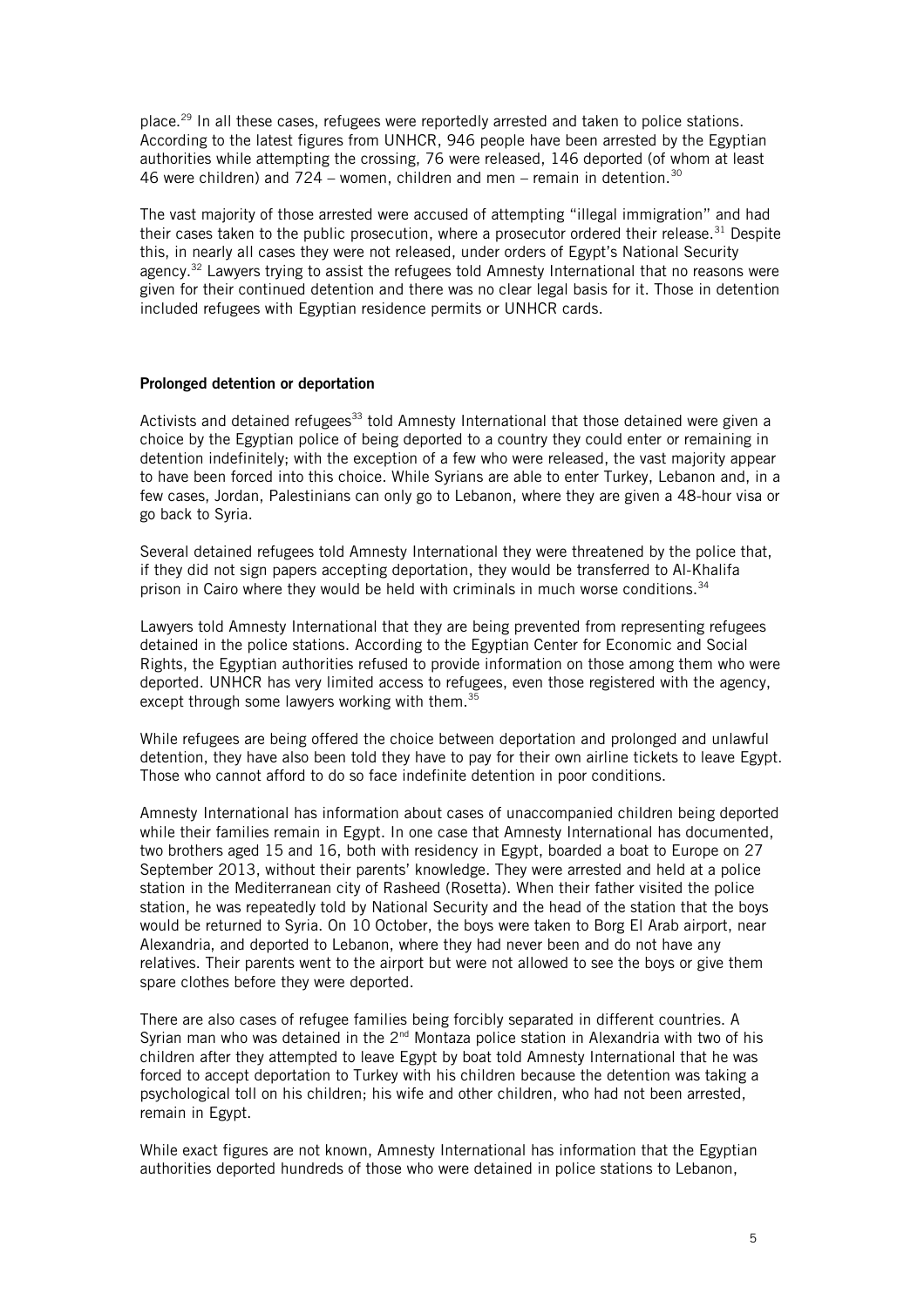place.[29] In all these cases, refugees were reportedly arrested and taken to police stations. According to the latest figures from UNHCR, 946 people have been arrested by the Egyptian authorities while attempting the crossing, 76 were released, 146 deported (of whom at least 46 were children) and 724 – women, children and men – remain in detention.[30]

The vast majority of those arrested were accused of attempting "illegal immigration" and had their cases taken to the public prosecution, where a prosecutor ordered their release.[31] Despite this, in nearly all cases they were not released, under orders of Egypt's National Security agency.[32] Lawyers trying to assist the refugees told Amnesty International that no reasons were given for their continued detention and there was no clear legal basis for it. Those in detention included refugees with Egyptian residence permits or UNHCR cards.

**Prolonged detention or deportation**

Activists and detained refugees[33] told Amnesty International that those detained were given a choice by the Egyptian police of being deported to a country they could enter or remaining in detention indefinitely; with the exception of a few who were released, the vast majority appear to have been forced into this choice. While Syrians are able to enter Turkey, Lebanon and, in a few cases, Jordan, Palestinians can only go to Lebanon, where they are given a 48-hour visa or go back to Syria.

Several detained refugees told Amnesty International they were threatened by the police that, if they did not sign papers accepting deportation, they would be transferred to Al-Khalifa prison in Cairo where they would be held with criminals in much worse conditions.[34]

Lawyers told Amnesty International that they are being prevented from representing refugees detained in the police stations. According to the Egyptian Center for Economic and Social Rights, the Egyptian authorities refused to provide information on those among them who were deported. UNHCR has very limited access to refugees, even those registered with the agency, except through some lawyers working with them.[35]

While refugees are being offered the choice between deportation and prolonged and unlawful detention, they have also been told they have to pay for their own airline tickets to leave Egypt. Those who cannot afford to do so face indefinite detention in poor conditions.

Amnesty International has information about cases of unaccompanied children being deported while their families remain in Egypt. In one case that Amnesty International has documented, two brothers aged 15 and 16, both with residency in Egypt, boarded a boat to Europe on 27 September 2013, without their parents' knowledge. They were arrested and held at a police station in the Mediterranean city of Rasheed (Rosetta). When their father visited the police station, he was repeatedly told by National Security and the head of the station that the boys would be returned to Syria. On 10 October, the boys were taken to Borg El Arab airport, near Alexandria, and deported to Lebanon, where they had never been and do not have any relatives. Their parents went to the airport but were not allowed to see the boys or give them spare clothes before they were deported.

There are also cases of refugee families being forcibly separated in different countries. A Syrian man who was detained in the 2nd Montaza police station in Alexandria with two of his children after they attempted to leave Egypt by boat told Amnesty International that he was forced to accept deportation to Turkey with his children because the detention was taking a psychological toll on his children; his wife and other children, who had not been arrested, remain in Egypt.

While exact figures are not known, Amnesty International has information that the Egyptian authorities deported hundreds of those who were detained in police stations to Lebanon,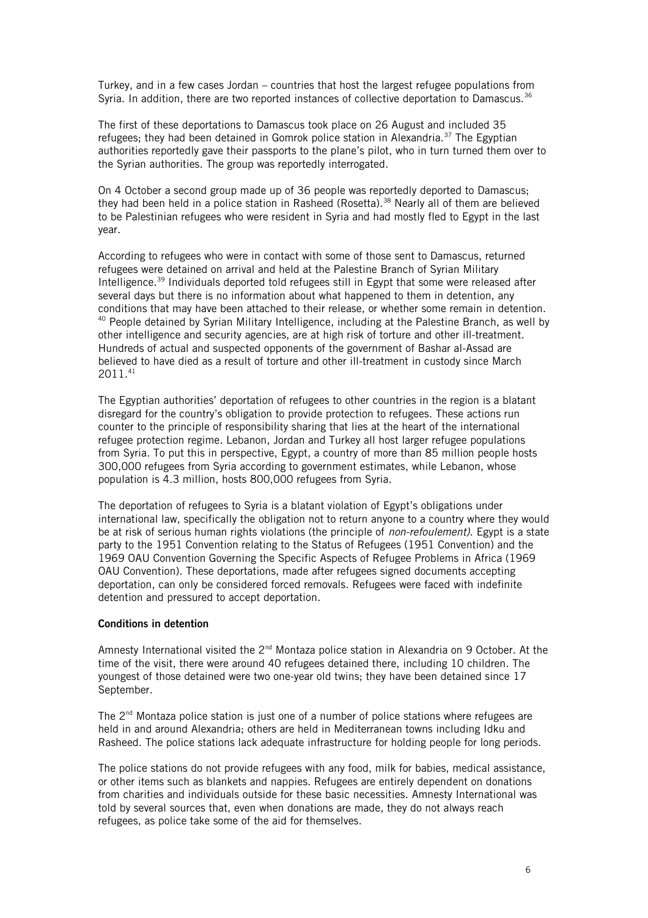Turkey, and in a few cases Jordan – countries that host the largest refugee populations from Syria. In addition, there are two reported instances of collective deportation to Damascus.[36]

The first of these deportations to Damascus took place on 26 August and included 35 refugees; they had been detained in Gomrok police station in Alexandria.[37] The Egyptian authorities reportedly gave their passports to the plane's pilot, who in turn turned them over to the Syrian authorities. The group was reportedly interrogated.

On 4 October a second group made up of 36 people was reportedly deported to Damascus; they had been held in a police station in Rasheed (Rosetta).[38] Nearly all of them are believed to be Palestinian refugees who were resident in Syria and had mostly fled to Egypt in the last year.

According to refugees who were in contact with some of those sent to Damascus, returned refugees were detained on arrival and held at the Palestine Branch of Syrian Military Intelligence.[39] Individuals deported told refugees still in Egypt that some were released after several days but there is no information about what happened to them in detention, any conditions that may have been attached to their release, or whether some remain in detention. [40] People detained by Syrian Military Intelligence, including at the Palestine Branch, as well by other intelligence and security agencies, are at high risk of torture and other ill-treatment. Hundreds of actual and suspected opponents of the government of Bashar al-Assad are believed to have died as a result of torture and other ill-treatment in custody since March 2011.[41]

The Egyptian authorities' deportation of refugees to other countries in the region is a blatant disregard for the country's obligation to provide protection to refugees. These actions run counter to the principle of responsibility sharing that lies at the heart of the international refugee protection regime. Lebanon, Jordan and Turkey all host larger refugee populations from Syria. To put this in perspective, Egypt, a country of more than 85 million people hosts 300,000 refugees from Syria according to government estimates, while Lebanon, whose population is 4.3 million, hosts 800,000 refugees from Syria.

The deportation of refugees to Syria is a blatant violation of Egypt's obligations under international law, specifically the obligation not to return anyone to a country where they would be at risk of serious human rights violations (the principle of *non-refoulement)*. Egypt is a state party to the 1951 Convention relating to the Status of Refugees (1951 Convention) and the 1969 OAU Convention Governing the Specific Aspects of Refugee Problems in Africa (1969 OAU Convention). These deportations, made after refugees signed documents accepting deportation, can only be considered forced removals. Refugees were faced with indefinite detention and pressured to accept deportation.

**Conditions in detention**

Amnesty International visited the 2nd Montaza police station in Alexandria on 9 October. At the time of the visit, there were around 40 refugees detained there, including 10 children. The youngest of those detained were two one-year old twins; they have been detained since 17 September.

The 2nd Montaza police station is just one of a number of police stations where refugees are held in and around Alexandria; others are held in Mediterranean towns including Idku and Rasheed. The police stations lack adequate infrastructure for holding people for long periods.

The police stations do not provide refugees with any food, milk for babies, medical assistance, or other items such as blankets and nappies. Refugees are entirely dependent on donations from charities and individuals outside for these basic necessities. Amnesty International was told by several sources that, even when donations are made, they do not always reach refugees, as police take some of the aid for themselves.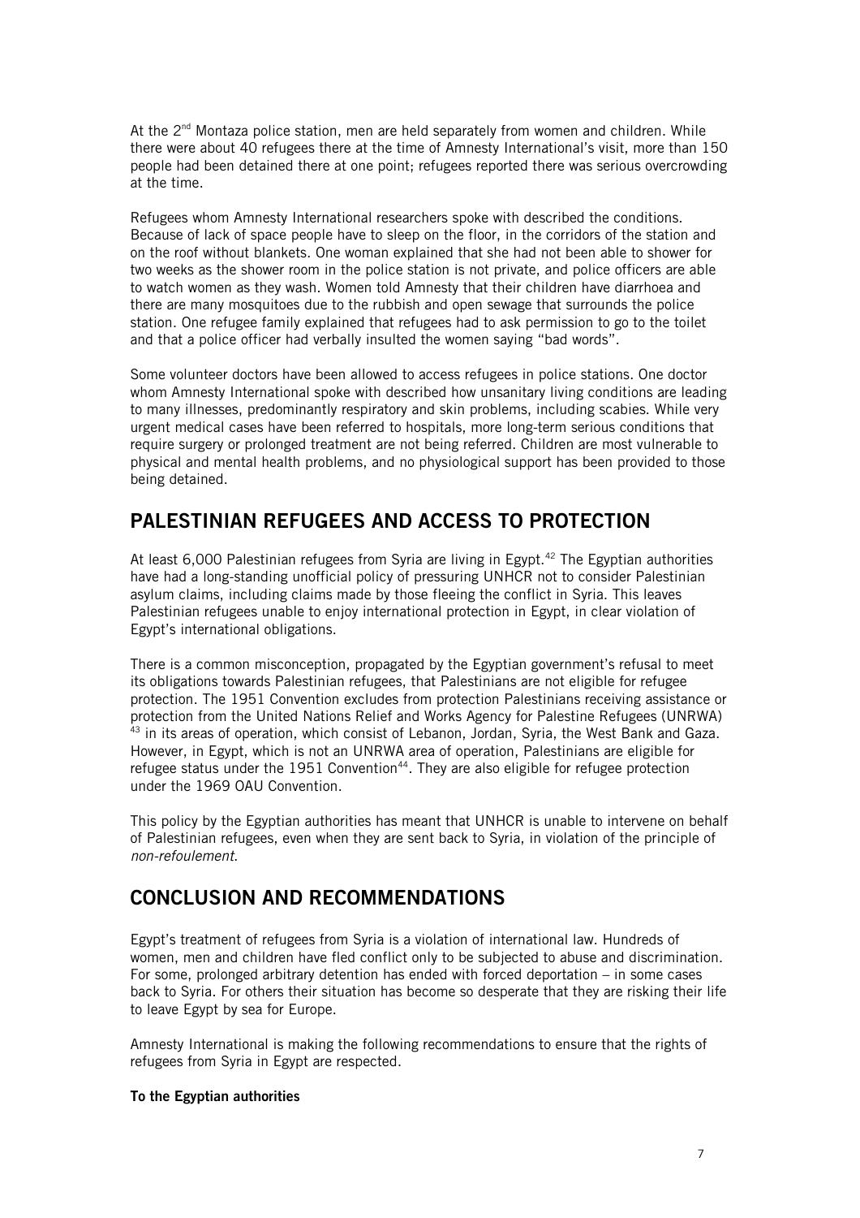At the 2nd Montaza police station, men are held separately from women and children. While there were about 40 refugees there at the time of Amnesty International's visit, more than 150 people had been detained there at one point; refugees reported there was serious overcrowding at the time.

Refugees whom Amnesty International researchers spoke with described the conditions. Because of lack of space people have to sleep on the floor, in the corridors of the station and on the roof without blankets. One woman explained that she had not been able to shower for two weeks as the shower room in the police station is not private, and police officers are able to watch women as they wash. Women told Amnesty that their children have diarrhoea and there are many mosquitoes due to the rubbish and open sewage that surrounds the police station. One refugee family explained that refugees had to ask permission to go to the toilet and that a police officer had verbally insulted the women saying "bad words".

Some volunteer doctors have been allowed to access refugees in police stations. One doctor whom Amnesty International spoke with described how unsanitary living conditions are leading to many illnesses, predominantly respiratory and skin problems, including scabies. While very urgent medical cases have been referred to hospitals, more long-term serious conditions that require surgery or prolonged treatment are not being referred. Children are most vulnerable to physical and mental health problems, and no physiological support has been provided to those being detained.

## PALESTINIAN REFUGEES AND ACCESS TO PROTECTION

At least 6,000 Palestinian refugees from Syria are living in Egypt.[42] The Egyptian authorities have had a long-standing unofficial policy of pressuring UNHCR not to consider Palestinian asylum claims, including claims made by those fleeing the conflict in Syria. This leaves Palestinian refugees unable to enjoy international protection in Egypt, in clear violation of Egypt's international obligations.

There is a common misconception, propagated by the Egyptian government's refusal to meet its obligations towards Palestinian refugees, that Palestinians are not eligible for refugee protection. The 1951 Convention excludes from protection Palestinians receiving assistance or protection from the United Nations Relief and Works Agency for Palestine Refugees (UNRWA) [43] in its areas of operation, which consist of Lebanon, Jordan, Syria, the West Bank and Gaza. However, in Egypt, which is not an UNRWA area of operation, Palestinians are eligible for refugee status under the 1951 Convention[44]. They are also eligible for refugee protection under the 1969 OAU Convention.

This policy by the Egyptian authorities has meant that UNHCR is unable to intervene on behalf of Palestinian refugees, even when they are sent back to Syria, in violation of the principle of *non-refoulement*.

## CONCLUSION AND RECOMMENDATIONS

Egypt's treatment of refugees from Syria is a violation of international law. Hundreds of women, men and children have fled conflict only to be subjected to abuse and discrimination. For some, prolonged arbitrary detention has ended with forced deportation – in some cases back to Syria. For others their situation has become so desperate that they are risking their life to leave Egypt by sea for Europe.

Amnesty International is making the following recommendations to ensure that the rights of refugees from Syria in Egypt are respected.

**To the Egyptian authorities**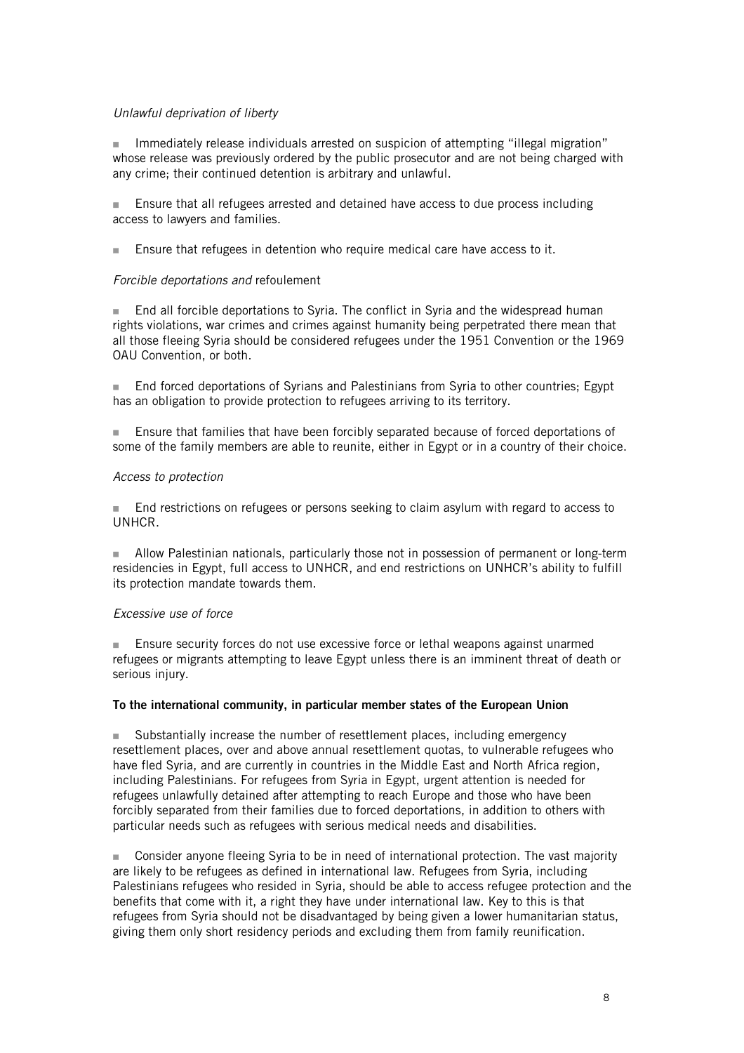*Unlawful deprivation of liberty*

- Immediately release individuals arrested on suspicion of attempting "illegal migration" whose release was previously ordered by the public prosecutor and are not being charged with any crime; their continued detention is arbitrary and unlawful.

- Ensure that all refugees arrested and detained have access to due process including access to lawyers and families.

- Ensure that refugees in detention who require medical care have access to it.

*Forcible deportations and* refoulement

- End all forcible deportations to Syria. The conflict in Syria and the widespread human rights violations, war crimes and crimes against humanity being perpetrated there mean that all those fleeing Syria should be considered refugees under the 1951 Convention or the 1969 OAU Convention, or both.

- End forced deportations of Syrians and Palestinians from Syria to other countries; Egypt has an obligation to provide protection to refugees arriving to its territory.

- Ensure that families that have been forcibly separated because of forced deportations of some of the family members are able to reunite, either in Egypt or in a country of their choice.

*Access to protection*

- End restrictions on refugees or persons seeking to claim asylum with regard to access to UNHCR.

- Allow Palestinian nationals, particularly those not in possession of permanent or long-term residencies in Egypt, full access to UNHCR, and end restrictions on UNHCR's ability to fulfill its protection mandate towards them.

*Excessive use of force*

- Ensure security forces do not use excessive force or lethal weapons against unarmed refugees or migrants attempting to leave Egypt unless there is an imminent threat of death or serious injury.

**To the international community, in particular member states of the European Union**

- Substantially increase the number of resettlement places, including emergency resettlement places, over and above annual resettlement quotas, to vulnerable refugees who have fled Syria, and are currently in countries in the Middle East and North Africa region, including Palestinians. For refugees from Syria in Egypt, urgent attention is needed for refugees unlawfully detained after attempting to reach Europe and those who have been forcibly separated from their families due to forced deportations, in addition to others with particular needs such as refugees with serious medical needs and disabilities.

- Consider anyone fleeing Syria to be in need of international protection. The vast majority are likely to be refugees as defined in international law. Refugees from Syria, including Palestinians refugees who resided in Syria, should be able to access refugee protection and the benefits that come with it, a right they have under international law. Key to this is that refugees from Syria should not be disadvantaged by being given a lower humanitarian status, giving them only short residency periods and excluding them from family reunification.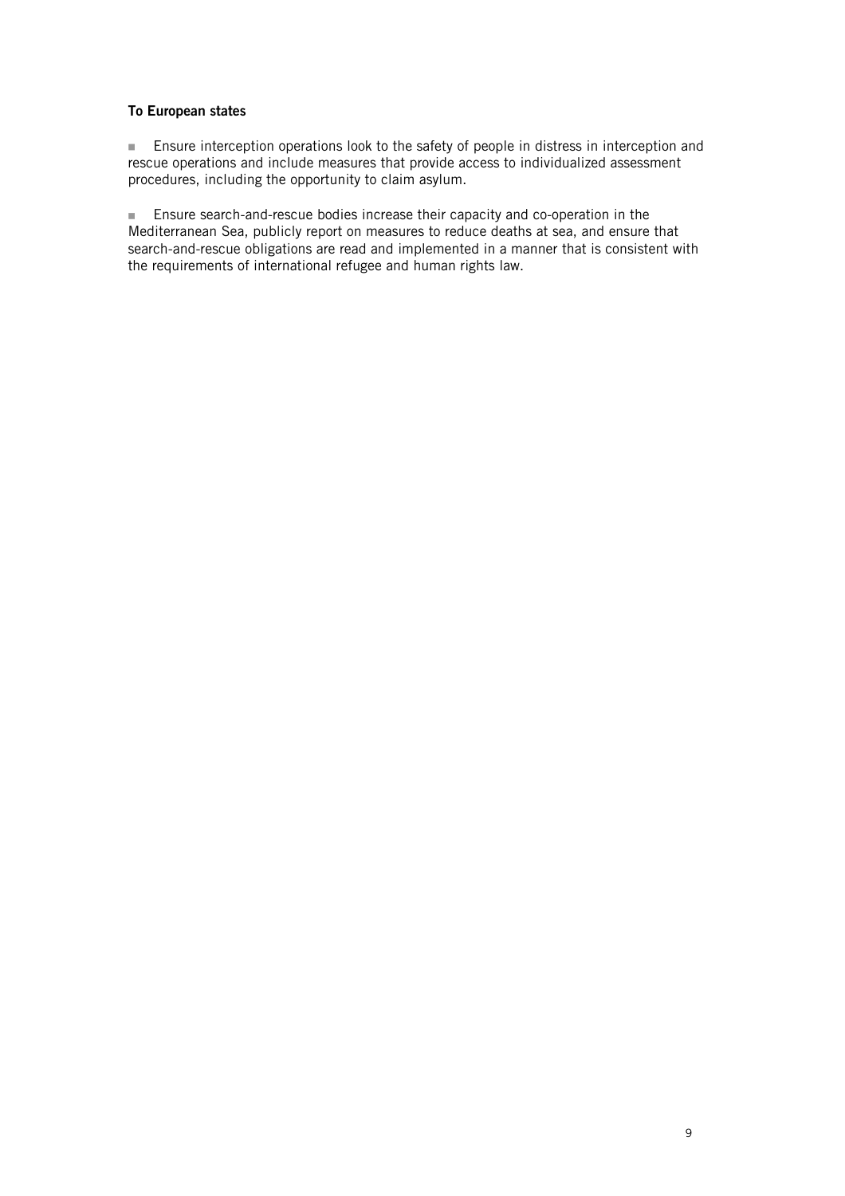**To European states**

- Ensure interception operations look to the safety of people in distress in interception and rescue operations and include measures that provide access to individualized assessment procedures, including the opportunity to claim asylum.

- Ensure search-and-rescue bodies increase their capacity and co-operation in the Mediterranean Sea, publicly report on measures to reduce deaths at sea, and ensure that search-and-rescue obligations are read and implemented in a manner that is consistent with the requirements of international refugee and human rights law.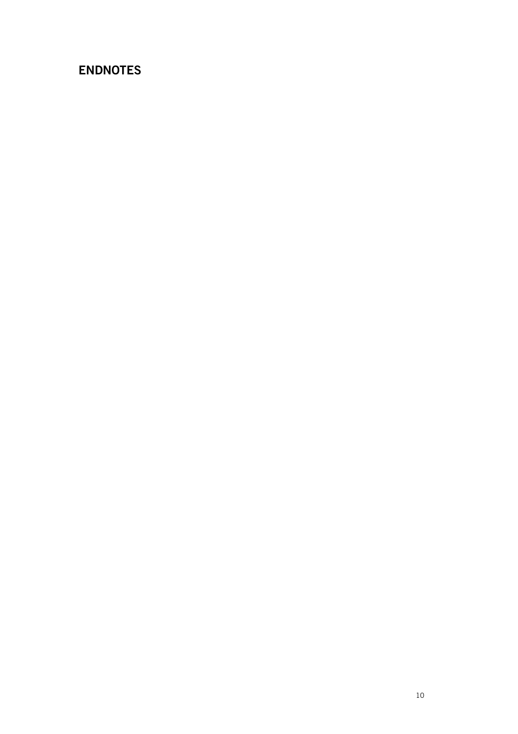## ENDNOTES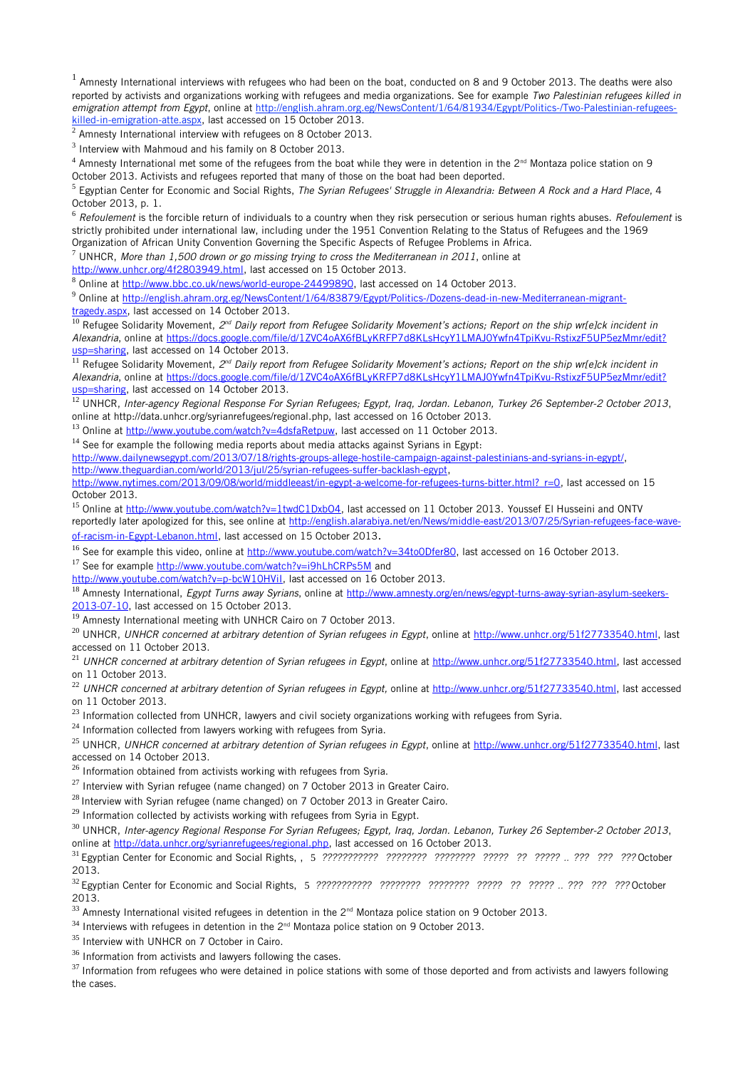[1] Amnesty International interviews with refugees who had been on the boat, conducted on 8 and 9 October 2013. The deaths were also reported by activists and organizations working with refugees and media organizations. See for example *Two Palestinian refugees killed in emigration attempt from Egypt*, online at http://english.ahram.org.eg/NewsContent/1/64/81934/Egypt/Politics-/Two-Palestinian-refugees-killed-in-emigration-atte.aspx, last accessed on 15 October 2013.

[2] Amnesty International interview with refugees on 8 October 2013.

[3] Interview with Mahmoud and his family on 8 October 2013.

[4] Amnesty International met some of the refugees from the boat while they were in detention in the 2nd Montaza police station on 9 October 2013. Activists and refugees reported that many of those on the boat had been deported.

[5] Egyptian Center for Economic and Social Rights, *The Syrian Refugees' Struggle in Alexandria: Between A Rock and a Hard Place*, 4 October 2013, p. 1.

[6] *Refoulement* is the forcible return of individuals to a country when they risk persecution or serious human rights abuses. *Refoulement* is strictly prohibited under international law, including under the 1951 Convention Relating to the Status of Refugees and the 1969 Organization of African Unity Convention Governing the Specific Aspects of Refugee Problems in Africa.

[7] UNHCR, *More than 1,500 drown or go missing trying to cross the Mediterranean in 2011*, online at http://www.unhcr.org/4f2803949.html, last accessed on 15 October 2013.

[8] Online at http://www.bbc.co.uk/news/world-europe-24499890, last accessed on 14 October 2013.

[9] Online at http://english.ahram.org.eg/NewsContent/1/64/83879/Egypt/Politics-/Dozens-dead-in-new-Mediterranean-migrant-tragedy.aspx, last accessed on 14 October 2013.

[10] Refugee Solidarity Movement, *2nd Daily report from Refugee Solidarity Movement's actions; Report on the ship wr[e]ck incident in Alexandria*, online at https://docs.google.com/file/d/1ZVC4oAX6fBLyKRFP7d8KLsHcyY1LMAJ0Ywfn4TpiKvu-RstixzF5UP5ezMmr/edit?usp=sharing, last accessed on 14 October 2013.

[11] Refugee Solidarity Movement, *2nd Daily report from Refugee Solidarity Movement's actions; Report on the ship wr[e]ck incident in Alexandria*, online at https://docs.google.com/file/d/1ZVC4oAX6fBLyKRFP7d8KLsHcyY1LMAJ0Ywfn4TpiKvu-RstixzF5UP5ezMmr/edit?usp=sharing, last accessed on 14 October 2013.

[12] UNHCR, *Inter-agency Regional Response For Syrian Refugees; Egypt, Iraq, Jordan. Lebanon, Turkey 26 September-2 October 2013*, online at http://data.unhcr.org/syrianrefugees/regional.php, last accessed on 16 October 2013.

[13] Online at http://www.youtube.com/watch?v=4dsfaRetpuw, last accessed on 11 October 2013.

[14] See for example the following media reports about media attacks against Syrians in Egypt:
http://www.dailynewsegypt.com/2013/07/18/rights-groups-allege-hostile-campaign-against-palestinians-and-syrians-in-egypt/,
http://www.theguardian.com/world/2013/jul/25/syrian-refugees-suffer-backlash-egypt,
http://www.nytimes.com/2013/09/08/world/middleeast/in-egypt-a-welcome-for-refugees-turns-bitter.html?_r=0, last accessed on 15 October 2013.

[15] Online at http://www.youtube.com/watch?v=1twdC1DxbO4, last accessed on 11 October 2013. Youssef El Husseini and ONTV reportedly later apologized for this, see online at http://english.alarabiya.net/en/News/middle-east/2013/07/25/Syrian-refugees-face-wave-of-racism-in-Egypt-Lebanon.html, last accessed on 15 October 2013.

[16] See for example this video, online at http://www.youtube.com/watch?v=34to0Dfer80, last accessed on 16 October 2013.

[17] See for example http://www.youtube.com/watch?v=i9hLhCRPs5M and http://www.youtube.com/watch?v=p-bcW10HViI, last accessed on 16 October 2013.

[18] Amnesty International, *Egypt Turns away Syrians*, online at http://www.amnesty.org/en/news/egypt-turns-away-syrian-asylum-seekers-2013-07-10, last accessed on 15 October 2013.

[19] Amnesty International meeting with UNHCR Cairo on 7 October 2013.

[20] UNHCR, *UNHCR concerned at arbitrary detention of Syrian refugees in Egypt*, online at http://www.unhcr.org/51f27733540.html, last accessed on 11 October 2013.

[21] *UNHCR concerned at arbitrary detention of Syrian refugees in Egypt*, online at http://www.unhcr.org/51f27733540.html, last accessed on 11 October 2013.

[22] *UNHCR concerned at arbitrary detention of Syrian refugees in Egypt,* online at http://www.unhcr.org/51f27733540.html, last accessed on 11 October 2013.

[23] Information collected from UNHCR, lawyers and civil society organizations working with refugees from Syria.

[24] Information collected from lawyers working with refugees from Syria.

[25] UNHCR, *UNHCR concerned at arbitrary detention of Syrian refugees in Egypt*, online at http://www.unhcr.org/51f27733540.html, last accessed on 14 October 2013.

[26] Information obtained from activists working with refugees from Syria.

[27] Interview with Syrian refugee (name changed) on 7 October 2013 in Greater Cairo.

[28] Interview with Syrian refugee (name changed) on 7 October 2013 in Greater Cairo.

[29] Information collected by activists working with refugees from Syria in Egypt.

[30] UNHCR, *Inter-agency Regional Response For Syrian Refugees; Egypt, Iraq, Jordan. Lebanon, Turkey 26 September-2 October 2013*, online at http://data.unhcr.org/syrianrefugees/regional.php, last accessed on 16 October 2013.

[31] Egyptian Center for Economic and Social Rights, , 5 *??????????? ???????? ???????? ????? ?? ????? .. ??? ??? ???* October 2013.

[32] Egyptian Center for Economic and Social Rights, 5 *??????????? ???????? ???????? ????? ?? ????? .. ??? ??? ???* October 2013.

[33] Amnesty International visited refugees in detention in the 2nd Montaza police station on 9 October 2013.

[34] Interviews with refugees in detention in the 2nd Montaza police station on 9 October 2013.

[35] Interview with UNHCR on 7 October in Cairo.

[36] Information from activists and lawyers following the cases.

[37] Information from refugees who were detained in police stations with some of those deported and from activists and lawyers following the cases.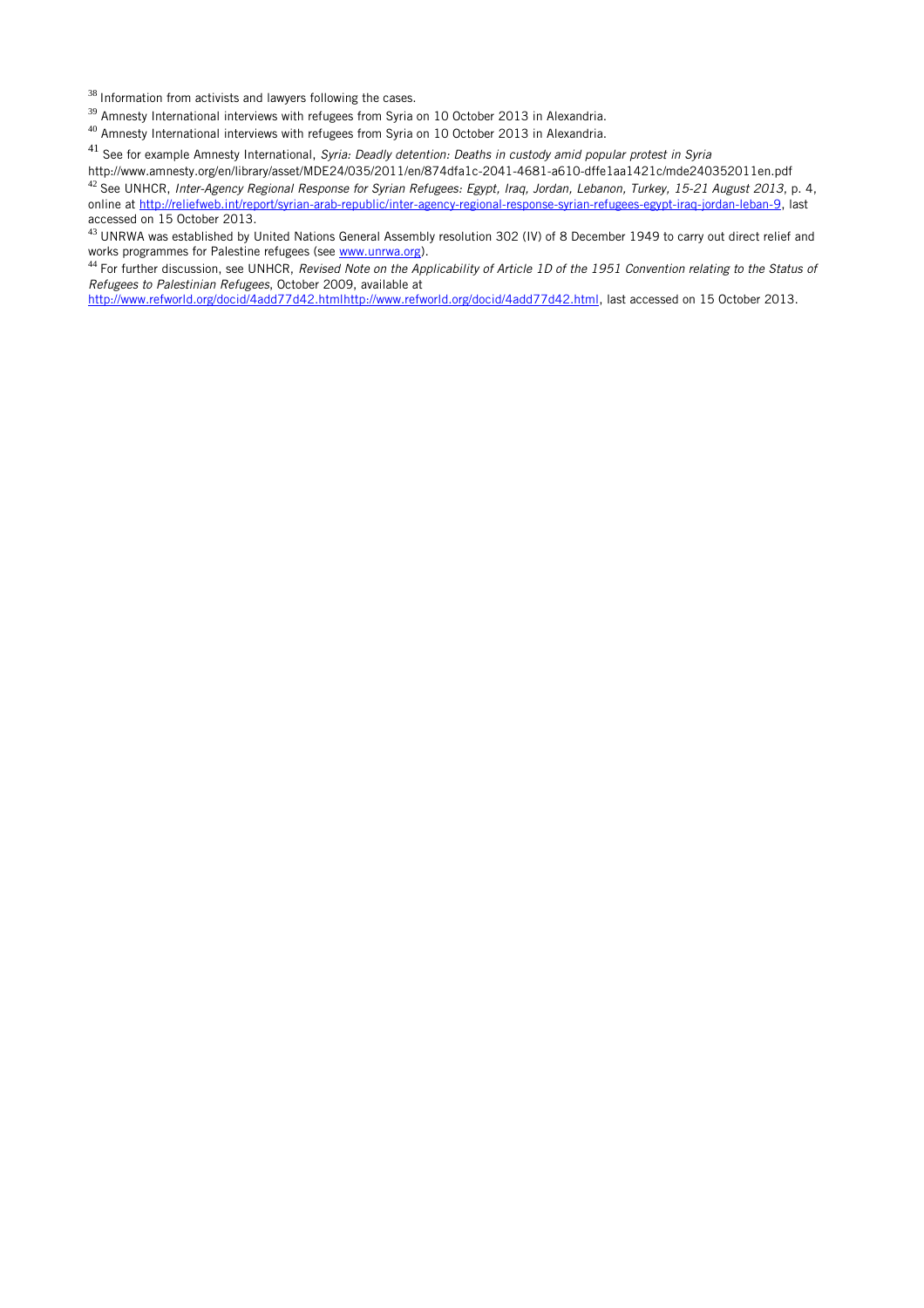[38] Information from activists and lawyers following the cases.

[39] Amnesty International interviews with refugees from Syria on 10 October 2013 in Alexandria.

[40] Amnesty International interviews with refugees from Syria on 10 October 2013 in Alexandria.

[41] See for example Amnesty International, *Syria: Deadly detention: Deaths in custody amid popular protest in Syria* http://www.amnesty.org/en/library/asset/MDE24/035/2011/en/874dfa1c-2041-4681-a610-dffe1aa1421c/mde240352011en.pdf

[42] See UNHCR, *Inter-Agency Regional Response for Syrian Refugees: Egypt, Iraq, Jordan, Lebanon, Turkey, 15-21 August 2013*, p. 4, online at http://reliefweb.int/report/syrian-arab-republic/inter-agency-regional-response-syrian-refugees-egypt-iraq-jordan-leban-9, last accessed on 15 October 2013.

[43] UNRWA was established by United Nations General Assembly resolution 302 (IV) of 8 December 1949 to carry out direct relief and works programmes for Palestine refugees (see www.unrwa.org).

[44] For further discussion, see UNHCR, *Revised Note on the Applicability of Article 1D of the 1951 Convention relating to the Status of Refugees to Palestinian Refugees*, October 2009, available at http://www.refworld.org/docid/4add77d42.htmlhttp://www.refworld.org/docid/4add77d42.html, last accessed on 15 October 2013.